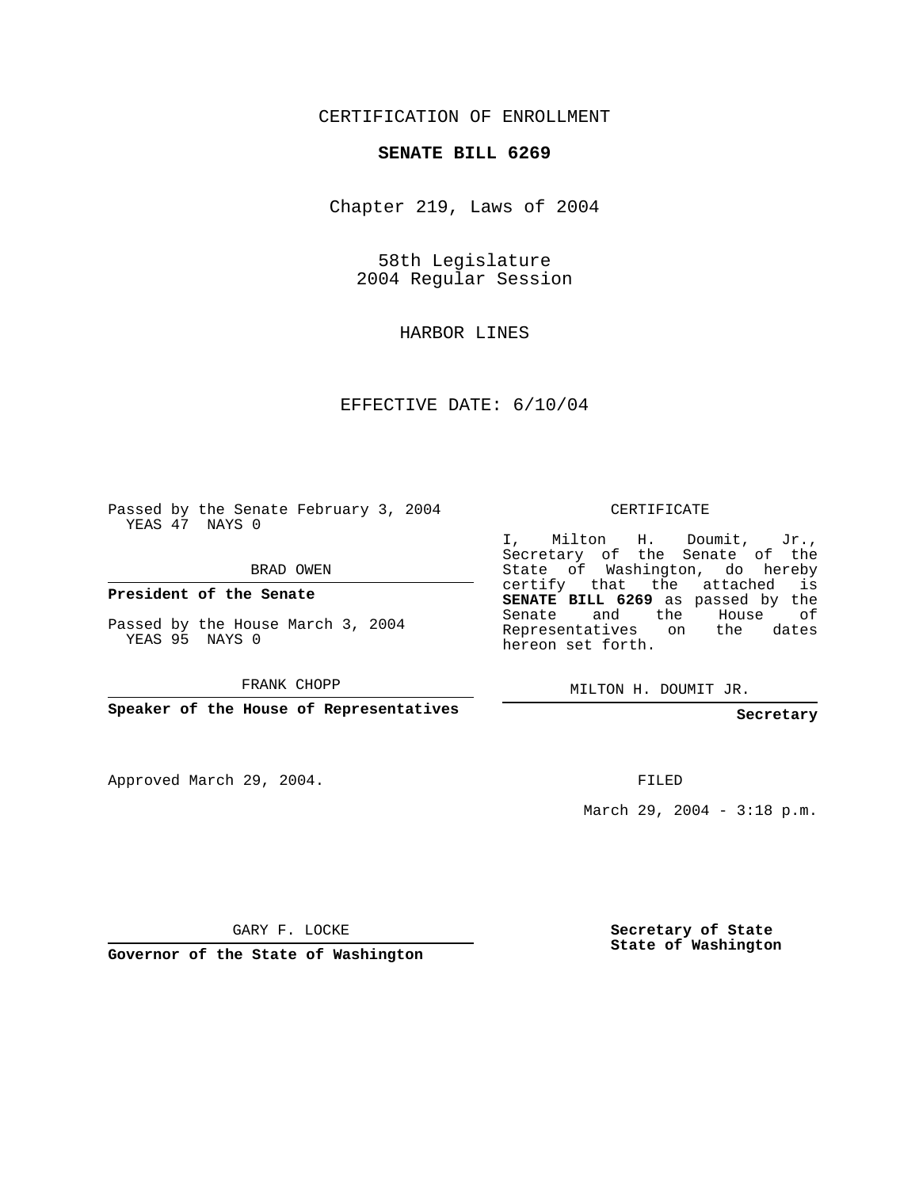CERTIFICATION OF ENROLLMENT

**SENATE BILL 6269**

Chapter 219, Laws of 2004

58th Legislature
2004 Regular Session

HARBOR LINES

EFFECTIVE DATE: 6/10/04

Passed by the Senate February 3, 2004
YEAS 47 NAYS 0

BRAD OWEN

**President of the Senate**

Passed by the House March 3, 2004
YEAS 95 NAYS 0

FRANK CHOPP

**Speaker of the House of Representatives**

CERTIFICATE

I, Milton H. Doumit, Jr., Secretary of the Senate of the State of Washington, do hereby certify that the attached is **SENATE BILL 6269** as passed by the Senate and the House of Representatives on the dates hereon set forth.

MILTON H. DOUMIT JR.

**Secretary**

Approved March 29, 2004.

FILED

March 29, 2004 - 3:18 p.m.

GARY F. LOCKE

**Governor of the State of Washington**

**Secretary of State**
**State of Washington**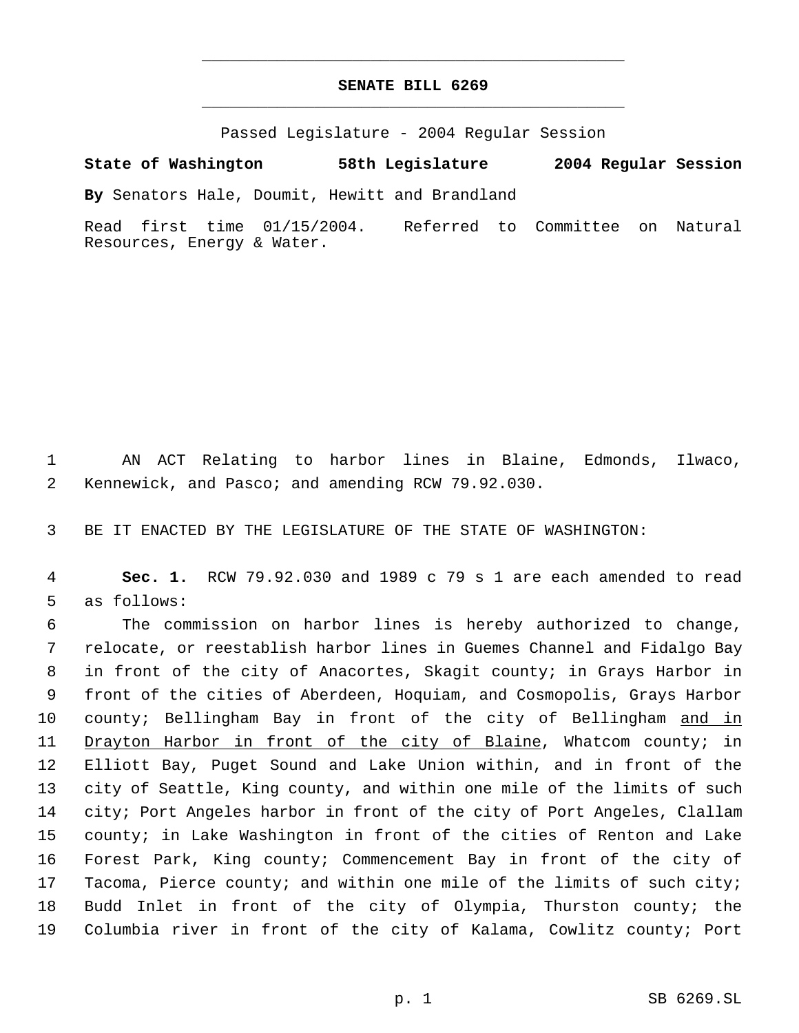# SENATE BILL 6269

Passed Legislature - 2004 Regular Session

**State of Washington 58th Legislature 2004 Regular Session**

**By** Senators Hale, Doumit, Hewitt and Brandland

Read first time 01/15/2004. Referred to Committee on Natural Resources, Energy & Water.

AN ACT Relating to harbor lines in Blaine, Edmonds, Ilwaco, Kennewick, and Pasco; and amending RCW 79.92.030.

BE IT ENACTED BY THE LEGISLATURE OF THE STATE OF WASHINGTON:

**Sec. 1.** RCW 79.92.030 and 1989 c 79 s 1 are each amended to read as follows:

The commission on harbor lines is hereby authorized to change, relocate, or reestablish harbor lines in Guemes Channel and Fidalgo Bay in front of the city of Anacortes, Skagit county; in Grays Harbor in front of the cities of Aberdeen, Hoquiam, and Cosmopolis, Grays Harbor county; Bellingham Bay in front of the city of Bellingham <u>and in Drayton Harbor in front of the city of Blaine</u>, Whatcom county; in Elliott Bay, Puget Sound and Lake Union within, and in front of the city of Seattle, King county, and within one mile of the limits of such city; Port Angeles harbor in front of the city of Port Angeles, Clallam county; in Lake Washington in front of the cities of Renton and Lake Forest Park, King county; Commencement Bay in front of the city of Tacoma, Pierce county; and within one mile of the limits of such city; Budd Inlet in front of the city of Olympia, Thurston county; the Columbia river in front of the city of Kalama, Cowlitz county; Port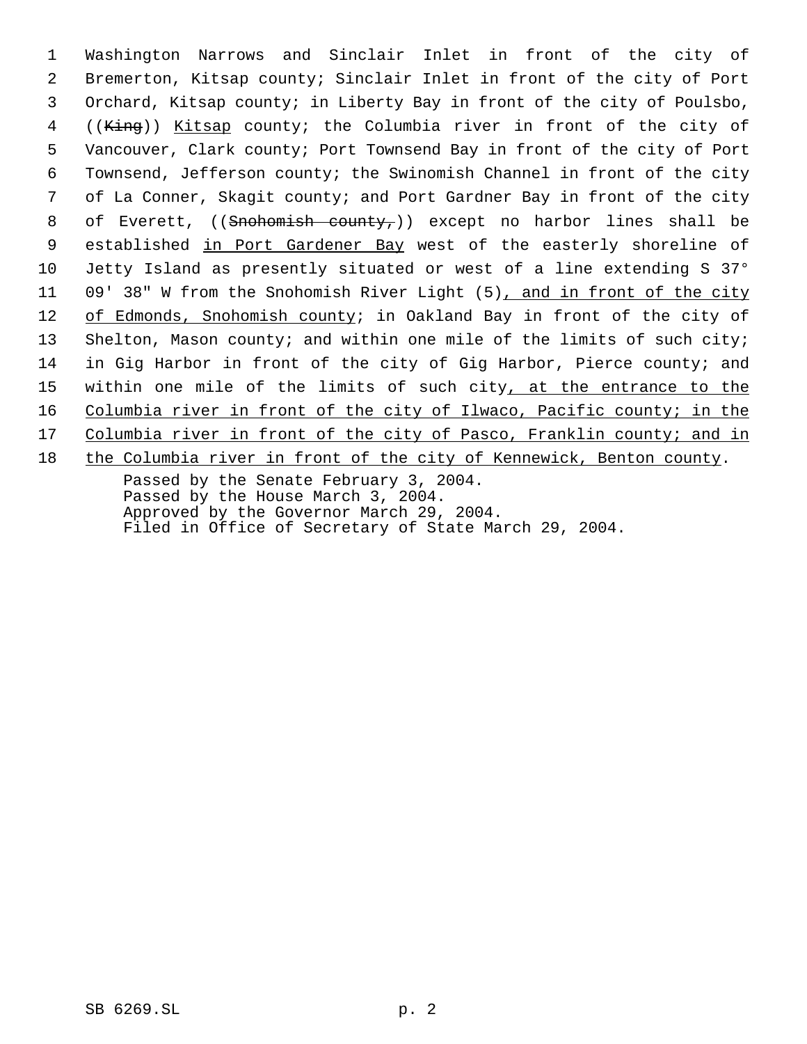Washington Narrows and Sinclair Inlet in front of the city of Bremerton, Kitsap county; Sinclair Inlet in front of the city of Port Orchard, Kitsap county; in Liberty Bay in front of the city of Poulsbo, ((~~King~~)) <u>Kitsap</u> county; the Columbia river in front of the city of Vancouver, Clark county; Port Townsend Bay in front of the city of Port Townsend, Jefferson county; the Swinomish Channel in front of the city of La Conner, Skagit county; and Port Gardner Bay in front of the city of Everett, ((~~Snohomish county,~~)) except no harbor lines shall be established <u>in Port Gardener Bay</u> west of the easterly shoreline of Jetty Island as presently situated or west of a line extending S 37° 09' 38" W from the Snohomish River Light (5)<u>, and in front of the city of Edmonds, Snohomish county</u>; in Oakland Bay in front of the city of Shelton, Mason county; and within one mile of the limits of such city; in Gig Harbor in front of the city of Gig Harbor, Pierce county; and within one mile of the limits of such city<u>, at the entrance to the Columbia river in front of the city of Ilwaco, Pacific county; in the Columbia river in front of the city of Pasco, Franklin county; and in the Columbia river in front of the city of Kennewick, Benton county</u>.

Passed by the Senate February 3, 2004.
Passed by the House March 3, 2004.
Approved by the Governor March 29, 2004.
Filed in Office of Secretary of State March 29, 2004.